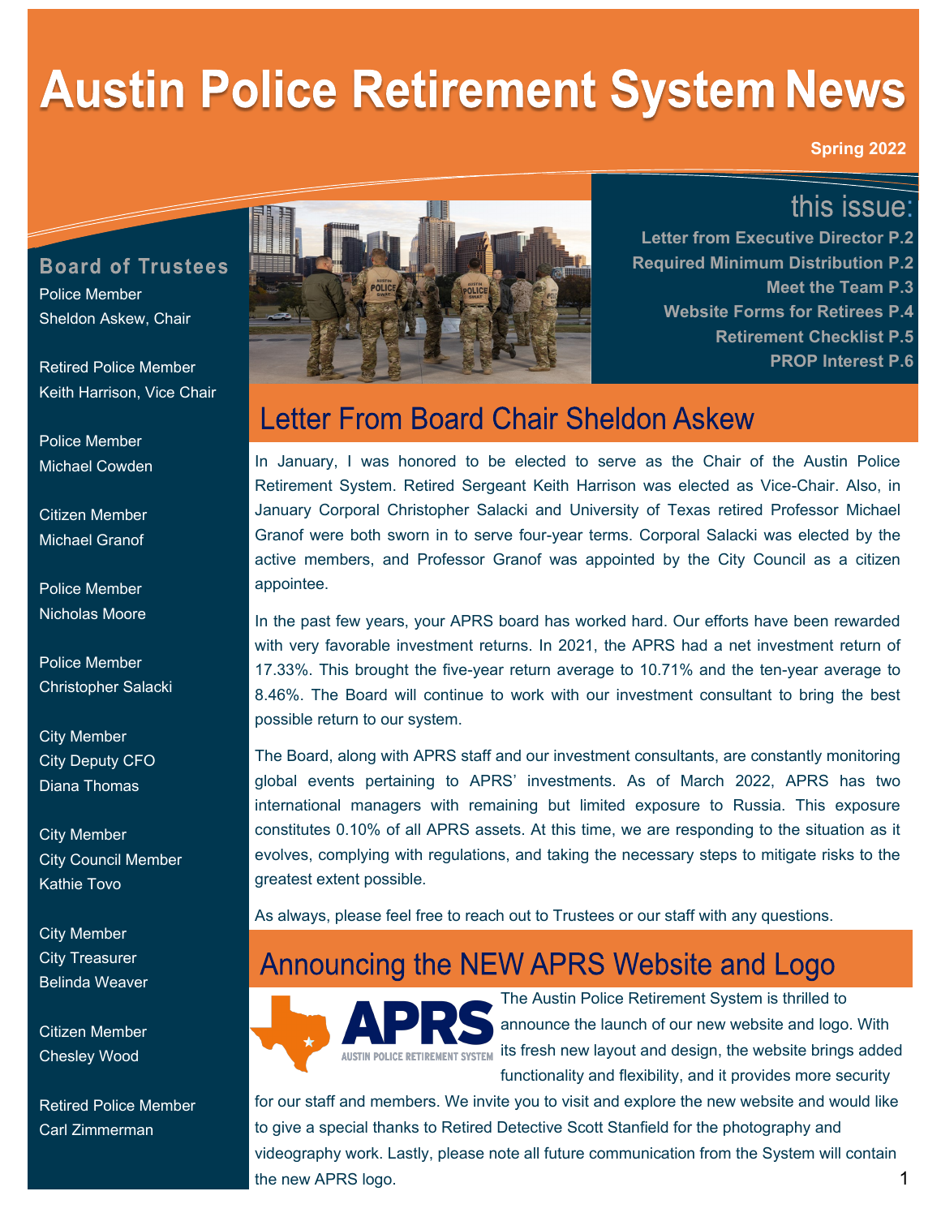# Austin Police Retirement System News

**Spring 2022**

## this issue:

- Letter from Executive Director P.2
- Required Minimum Distribution P.2
- Meet the Team P.3
- Website Forms for Retirees P.4
- Retirement Checklist P.5
- PROP Interest P.6

## Board of Trustees

Police Member
Sheldon Askew, Chair

Retired Police Member
Keith Harrison, Vice Chair

Police Member
Michael Cowden

Citizen Member
Michael Granof

Police Member
Nicholas Moore

Police Member
Christopher Salacki

City Member
City Deputy CFO
Diana Thomas

City Member
City Council Member
Kathie Tovo

City Member
City Treasurer
Belinda Weaver

Citizen Member
Chesley Wood

Retired Police Member
Carl Zimmerman

## Letter From Board Chair Sheldon Askew

In January, I was honored to be elected to serve as the Chair of the Austin Police Retirement System. Retired Sergeant Keith Harrison was elected as Vice-Chair. Also, in January Corporal Christopher Salacki and University of Texas retired Professor Michael Granof were both sworn in to serve four-year terms. Corporal Salacki was elected by the active members, and Professor Granof was appointed by the City Council as a citizen appointee.

In the past few years, your APRS board has worked hard. Our efforts have been rewarded with very favorable investment returns. In 2021, the APRS had a net investment return of 17.33%. This brought the five-year return average to 10.71% and the ten-year average to 8.46%. The Board will continue to work with our investment consultant to bring the best possible return to our system.

The Board, along with APRS staff and our investment consultants, are constantly monitoring global events pertaining to APRS' investments. As of March 2022, APRS has two international managers with remaining but limited exposure to Russia. This exposure constitutes 0.10% of all APRS assets. At this time, we are responding to the situation as it evolves, complying with regulations, and taking the necessary steps to mitigate risks to the greatest extent possible.

As always, please feel free to reach out to Trustees or our staff with any questions.

## Announcing the NEW APRS Website and Logo

APRS
AUSTIN POLICE RETIREMENT SYSTEM

The Austin Police Retirement System is thrilled to announce the launch of our new website and logo. With its fresh new layout and design, the website brings added functionality and flexibility, and it provides more security for our staff and members. We invite you to visit and explore the new website and would like to give a special thanks to Retired Detective Scott Stanfield for the photography and videography work. Lastly, please note all future communication from the System will contain the new APRS logo.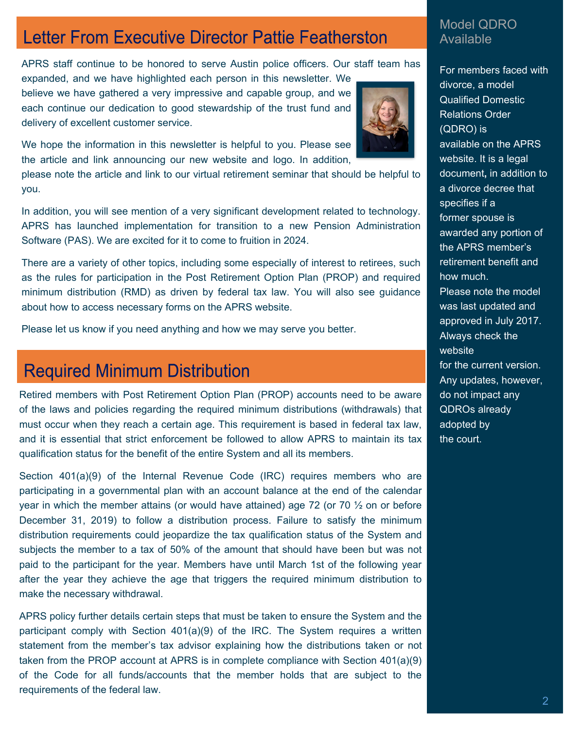## Letter From Executive Director Pattie Featherston

APRS staff continue to be honored to serve Austin police officers. Our staff team has expanded, and we have highlighted each person in this newsletter. We believe we have gathered a very impressive and capable group, and we each continue our dedication to good stewardship of the trust fund and delivery of excellent customer service.

We hope the information in this newsletter is helpful to you. Please see the article and link announcing our new website and logo. In addition, please note the article and link to our virtual retirement seminar that should be helpful to you.

In addition, you will see mention of a very significant development related to technology. APRS has launched implementation for transition to a new Pension Administration Software (PAS). We are excited for it to come to fruition in 2024.

There are a variety of other topics, including some especially of interest to retirees, such as the rules for participation in the Post Retirement Option Plan (PROP) and required minimum distribution (RMD) as driven by federal tax law. You will also see guidance about how to access necessary forms on the APRS website.

Please let us know if you need anything and how we may serve you better.

## Required Minimum Distribution

Retired members with Post Retirement Option Plan (PROP) accounts need to be aware of the laws and policies regarding the required minimum distributions (withdrawals) that must occur when they reach a certain age. This requirement is based in federal tax law, and it is essential that strict enforcement be followed to allow APRS to maintain its tax qualification status for the benefit of the entire System and all its members.

Section 401(a)(9) of the Internal Revenue Code (IRC) requires members who are participating in a governmental plan with an account balance at the end of the calendar year in which the member attains (or would have attained) age 72 (or 70 ½ on or before December 31, 2019) to follow a distribution process. Failure to satisfy the minimum distribution requirements could jeopardize the tax qualification status of the System and subjects the member to a tax of 50% of the amount that should have been but was not paid to the participant for the year. Members have until March 1st of the following year after the year they achieve the age that triggers the required minimum distribution to make the necessary withdrawal.

APRS policy further details certain steps that must be taken to ensure the System and the participant comply with Section 401(a)(9) of the IRC. The System requires a written statement from the member's tax advisor explaining how the distributions taken or not taken from the PROP account at APRS is in complete compliance with Section 401(a)(9) of the Code for all funds/accounts that the member holds that are subject to the requirements of the federal law.

### Model QDRO Available

For members faced with divorce, a model Qualified Domestic Relations Order (QDRO) is available on the APRS website. It is a legal document**,** in addition to a divorce decree that specifies if a former spouse is awarded any portion of the APRS member's retirement benefit and how much. Please note the model was last updated and approved in July 2017. Always check the website for the current version. Any updates, however, do not impact any QDROs already adopted by the court.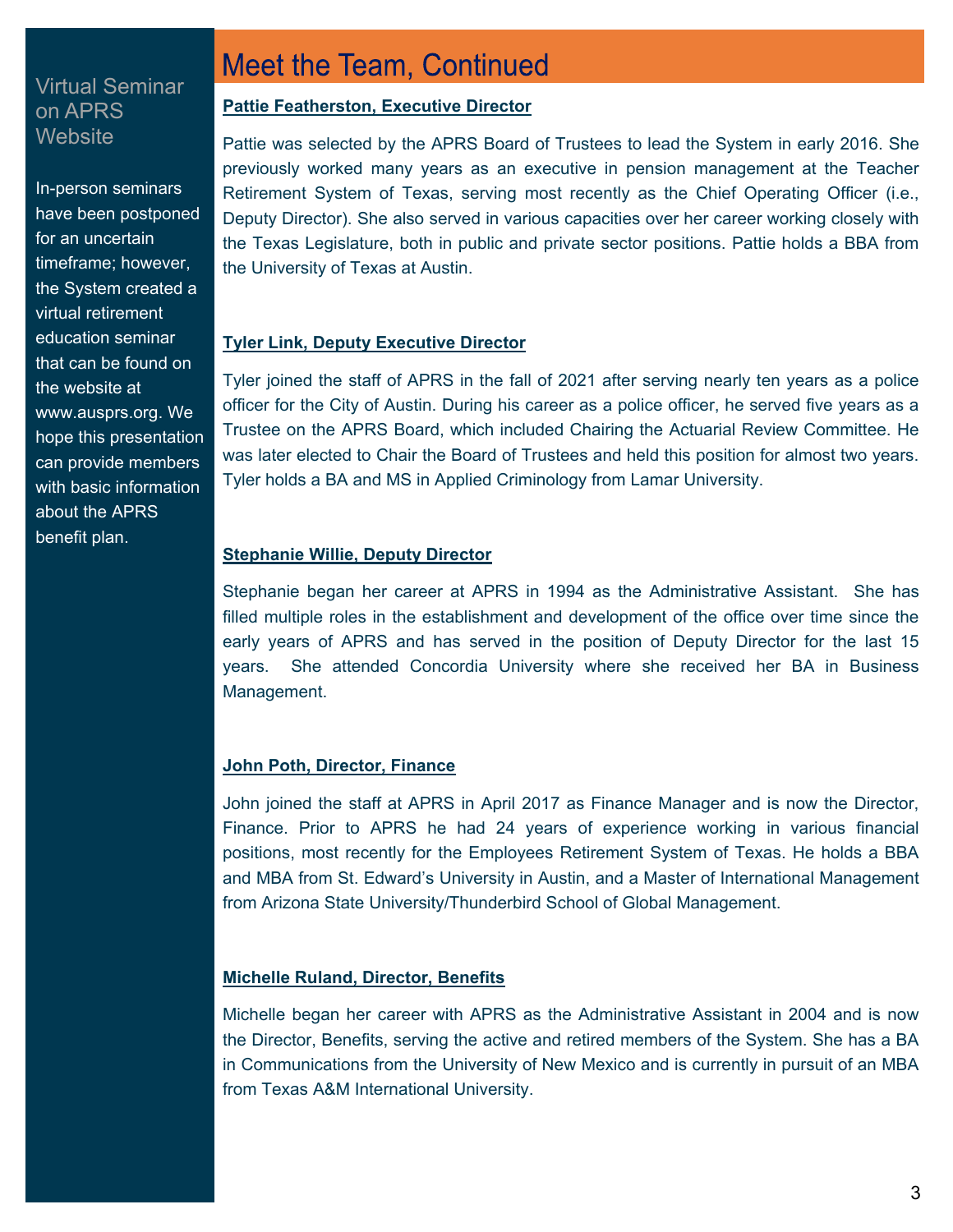## Meet the Team, Continued

**Pattie Featherston, Executive Director**

Pattie was selected by the APRS Board of Trustees to lead the System in early 2016. She previously worked many years as an executive in pension management at the Teacher Retirement System of Texas, serving most recently as the Chief Operating Officer (i.e., Deputy Director). She also served in various capacities over her career working closely with the Texas Legislature, both in public and private sector positions. Pattie holds a BBA from the University of Texas at Austin.

**Tyler Link, Deputy Executive Director**

Tyler joined the staff of APRS in the fall of 2021 after serving nearly ten years as a police officer for the City of Austin. During his career as a police officer, he served five years as a Trustee on the APRS Board, which included Chairing the Actuarial Review Committee. He was later elected to Chair the Board of Trustees and held this position for almost two years. Tyler holds a BA and MS in Applied Criminology from Lamar University.

**Stephanie Willie, Deputy Director**

Stephanie began her career at APRS in 1994 as the Administrative Assistant. She has filled multiple roles in the establishment and development of the office over time since the early years of APRS and has served in the position of Deputy Director for the last 15 years. She attended Concordia University where she received her BA in Business Management.

**John Poth, Director, Finance**

John joined the staff at APRS in April 2017 as Finance Manager and is now the Director, Finance. Prior to APRS he had 24 years of experience working in various financial positions, most recently for the Employees Retirement System of Texas. He holds a BBA and MBA from St. Edward's University in Austin, and a Master of International Management from Arizona State University/Thunderbird School of Global Management.

**Michelle Ruland, Director, Benefits**

Michelle began her career with APRS as the Administrative Assistant in 2004 and is now the Director, Benefits, serving the active and retired members of the System. She has a BA in Communications from the University of New Mexico and is currently in pursuit of an MBA from Texas A&M International University.

### Virtual Seminar on APRS Website

In-person seminars have been postponed for an uncertain timeframe; however, the System created a virtual retirement education seminar that can be found on the website at www.ausprs.org. We hope this presentation can provide members with basic information about the APRS benefit plan.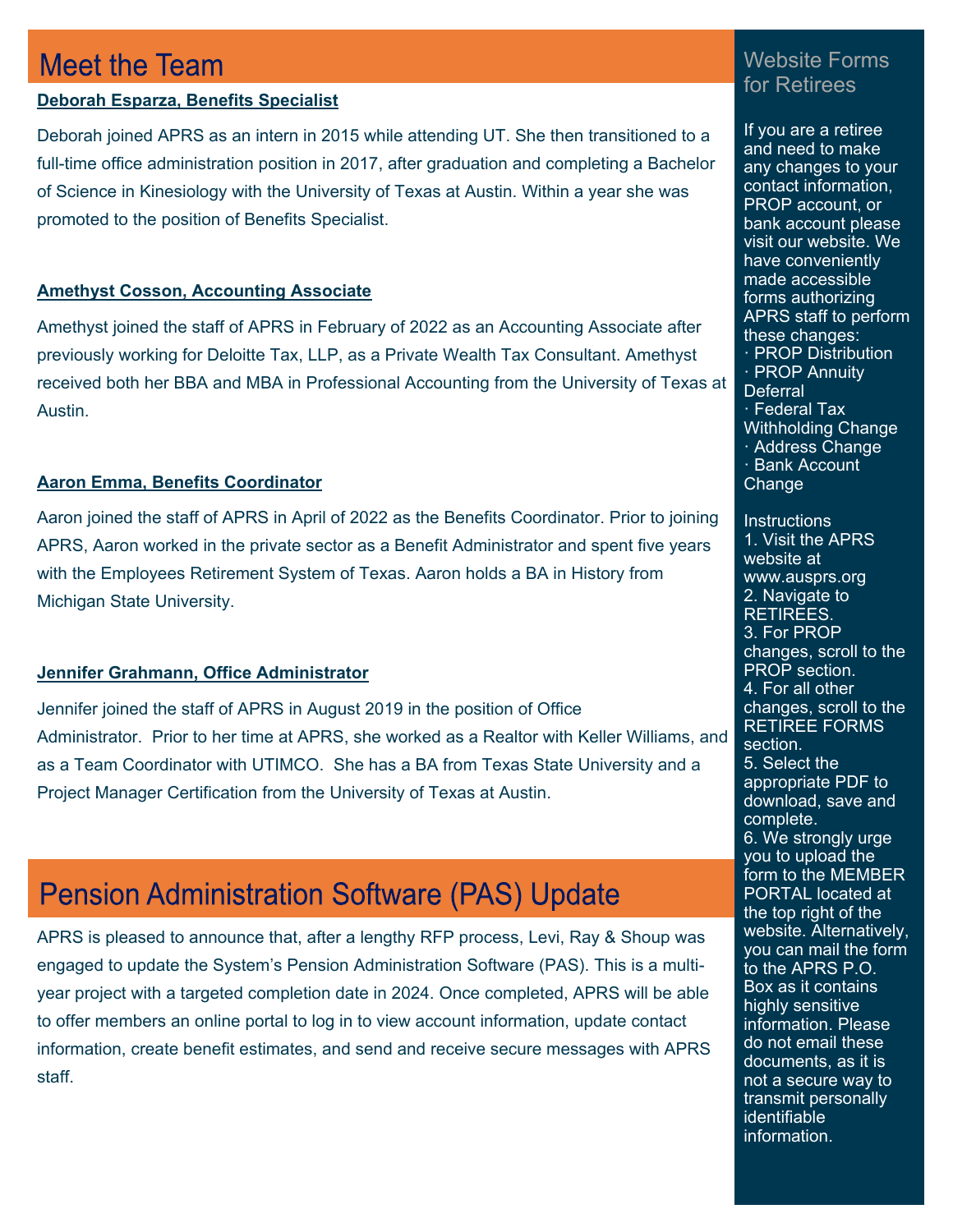## Meet the Team

**Deborah Esparza, Benefits Specialist**

Deborah joined APRS as an intern in 2015 while attending UT. She then transitioned to a full-time office administration position in 2017, after graduation and completing a Bachelor of Science in Kinesiology with the University of Texas at Austin. Within a year she was promoted to the position of Benefits Specialist.

**Amethyst Cosson, Accounting Associate**

Amethyst joined the staff of APRS in February of 2022 as an Accounting Associate after previously working for Deloitte Tax, LLP, as a Private Wealth Tax Consultant. Amethyst received both her BBA and MBA in Professional Accounting from the University of Texas at Austin.

**Aaron Emma, Benefits Coordinator**

Aaron joined the staff of APRS in April of 2022 as the Benefits Coordinator. Prior to joining APRS, Aaron worked in the private sector as a Benefit Administrator and spent five years with the Employees Retirement System of Texas. Aaron holds a BA in History from Michigan State University.

**Jennifer Grahmann, Office Administrator**

Jennifer joined the staff of APRS in August 2019 in the position of Office Administrator. Prior to her time at APRS, she worked as a Realtor with Keller Williams, and as a Team Coordinator with UTIMCO. She has a BA from Texas State University and a Project Manager Certification from the University of Texas at Austin.

## Pension Administration Software (PAS) Update

APRS is pleased to announce that, after a lengthy RFP process, Levi, Ray & Shoup was engaged to update the System's Pension Administration Software (PAS). This is a multi-year project with a targeted completion date in 2024. Once completed, APRS will be able to offer members an online portal to log in to view account information, update contact information, create benefit estimates, and send and receive secure messages with APRS staff.

## Website Forms for Retirees

If you are a retiree and need to make any changes to your contact information, PROP account, or bank account please visit our website. We have conveniently made accessible forms authorizing APRS staff to perform these changes:

- PROP Distribution
- PROP Annuity Deferral
- Federal Tax Withholding Change
- Address Change
- Bank Account Change

Instructions

1. Visit the APRS website at www.ausprs.org
2. Navigate to RETIREES.
3. For PROP changes, scroll to the PROP section.
4. For all other changes, scroll to the RETIREE FORMS section.
5. Select the appropriate PDF to download, save and complete.
6. We strongly urge you to upload the form to the MEMBER PORTAL located at the top right of the website. Alternatively, you can mail the form to the APRS P.O. Box as it contains highly sensitive information. Please do not email these documents, as it is not a secure way to transmit personally identifiable information.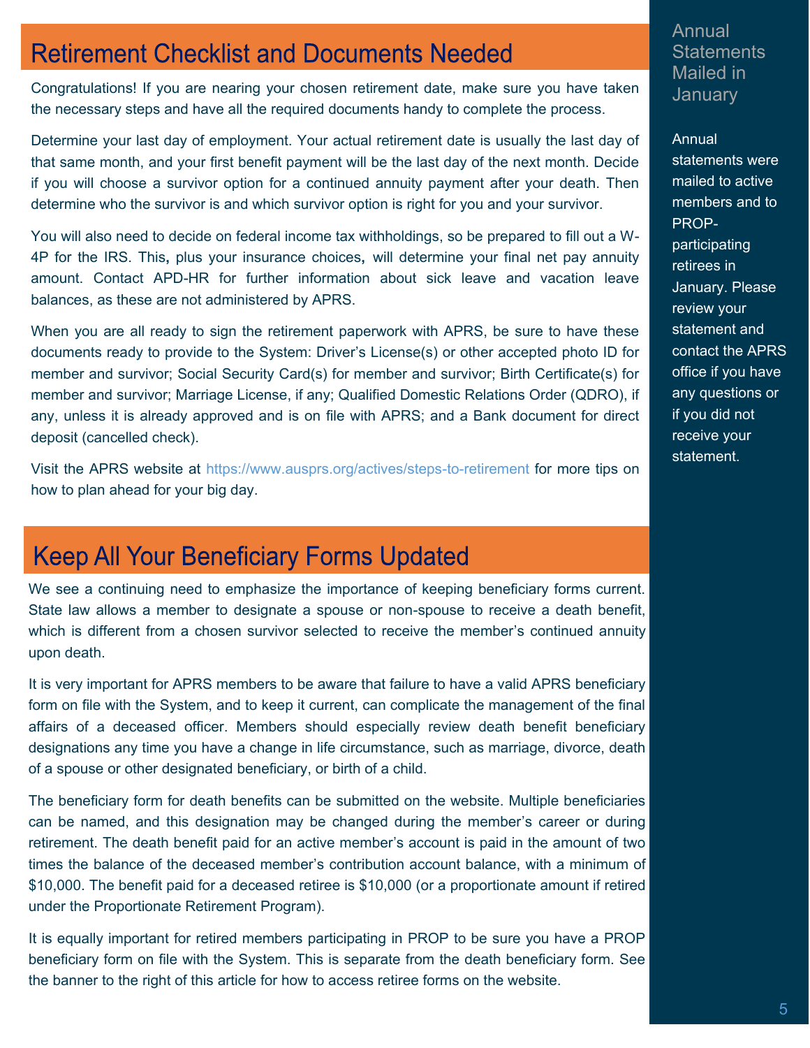## Retirement Checklist and Documents Needed

Congratulations! If you are nearing your chosen retirement date, make sure you have taken the necessary steps and have all the required documents handy to complete the process.

Determine your last day of employment. Your actual retirement date is usually the last day of that same month, and your first benefit payment will be the last day of the next month. Decide if you will choose a survivor option for a continued annuity payment after your death. Then determine who the survivor is and which survivor option is right for you and your survivor.

You will also need to decide on federal income tax withholdings, so be prepared to fill out a W-4P for the IRS. This, plus your insurance choices, will determine your final net pay annuity amount. Contact APD-HR for further information about sick leave and vacation leave balances, as these are not administered by APRS.

When you are all ready to sign the retirement paperwork with APRS, be sure to have these documents ready to provide to the System: Driver's License(s) or other accepted photo ID for member and survivor; Social Security Card(s) for member and survivor; Birth Certificate(s) for member and survivor; Marriage License, if any; Qualified Domestic Relations Order (QDRO), if any, unless it is already approved and is on file with APRS; and a Bank document for direct deposit (cancelled check).

Visit the APRS website at https://www.ausprs.org/actives/steps-to-retirement for more tips on how to plan ahead for your big day.

## Keep All Your Beneficiary Forms Updated

We see a continuing need to emphasize the importance of keeping beneficiary forms current. State law allows a member to designate a spouse or non-spouse to receive a death benefit, which is different from a chosen survivor selected to receive the member's continued annuity upon death.

It is very important for APRS members to be aware that failure to have a valid APRS beneficiary form on file with the System, and to keep it current, can complicate the management of the final affairs of a deceased officer. Members should especially review death benefit beneficiary designations any time you have a change in life circumstance, such as marriage, divorce, death of a spouse or other designated beneficiary, or birth of a child.

The beneficiary form for death benefits can be submitted on the website. Multiple beneficiaries can be named, and this designation may be changed during the member's career or during retirement. The death benefit paid for an active member's account is paid in the amount of two times the balance of the deceased member's contribution account balance, with a minimum of $10,000. The benefit paid for a deceased retiree is $10,000 (or a proportionate amount if retired under the Proportionate Retirement Program).

It is equally important for retired members participating in PROP to be sure you have a PROP beneficiary form on file with the System. This is separate from the death beneficiary form. See the banner to the right of this article for how to access retiree forms on the website.

## Annual Statements Mailed in January

Annual statements were mailed to active members and to PROP-participating retirees in January. Please review your statement and contact the APRS office if you have any questions or if you did not receive your statement.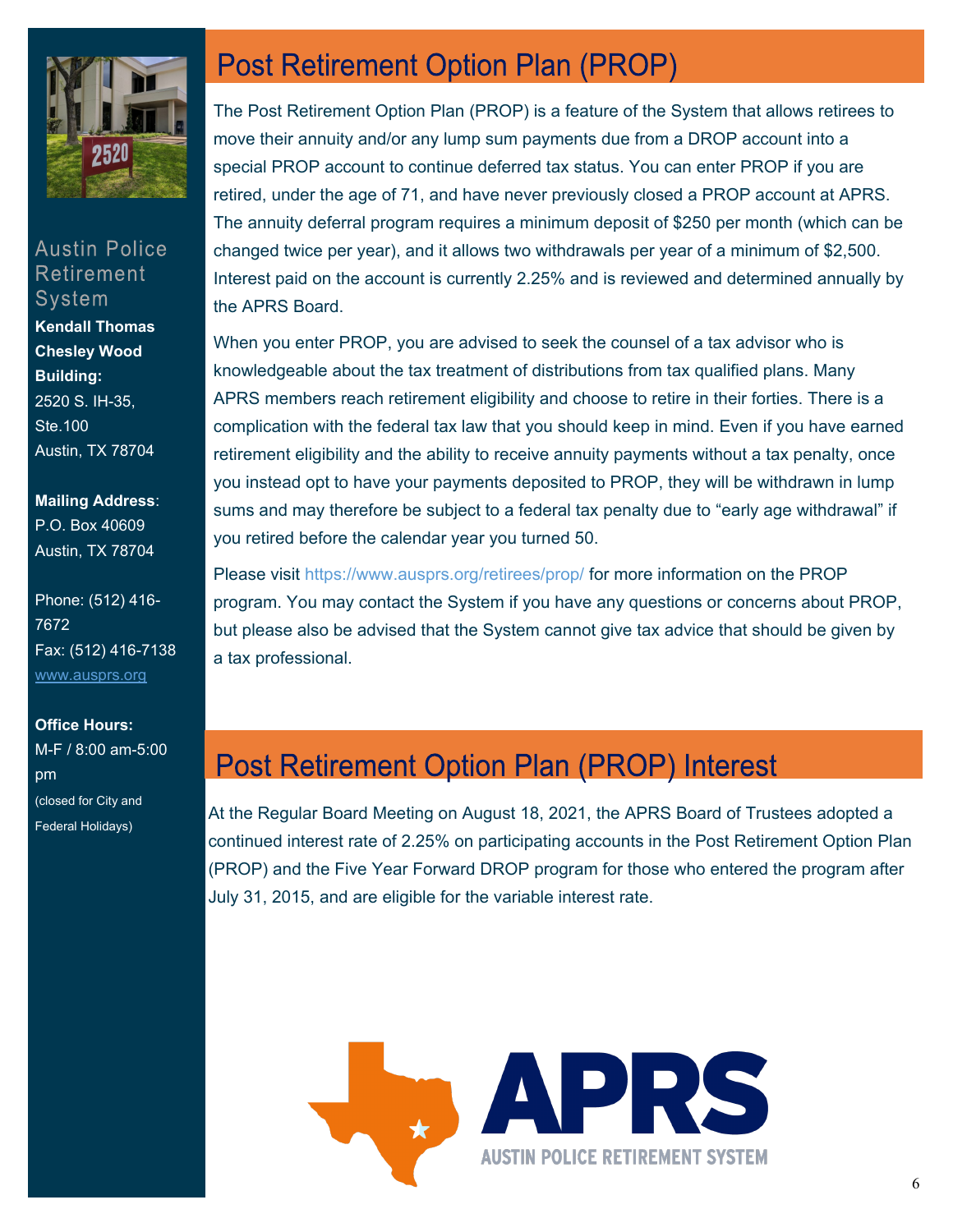# Post Retirement Option Plan (PROP)

The Post Retirement Option Plan (PROP) is a feature of the System that allows retirees to move their annuity and/or any lump sum payments due from a DROP account into a special PROP account to continue deferred tax status. You can enter PROP if you are retired, under the age of 71, and have never previously closed a PROP account at APRS. The annuity deferral program requires a minimum deposit of $250 per month (which can be changed twice per year), and it allows two withdrawals per year of a minimum of $2,500. Interest paid on the account is currently 2.25% and is reviewed and determined annually by the APRS Board.

When you enter PROP, you are advised to seek the counsel of a tax advisor who is knowledgeable about the tax treatment of distributions from tax qualified plans. Many APRS members reach retirement eligibility and choose to retire in their forties. There is a complication with the federal tax law that you should keep in mind. Even if you have earned retirement eligibility and the ability to receive annuity payments without a tax penalty, once you instead opt to have your payments deposited to PROP, they will be withdrawn in lump sums and may therefore be subject to a federal tax penalty due to “early age withdrawal” if you retired before the calendar year you turned 50.

Please visit https://www.ausprs.org/retirees/prop/ for more information on the PROP program. You may contact the System if you have any questions or concerns about PROP, but please also be advised that the System cannot give tax advice that should be given by a tax professional.

# Post Retirement Option Plan (PROP) Interest

At the Regular Board Meeting on August 18, 2021, the APRS Board of Trustees adopted a continued interest rate of 2.25% on participating accounts in the Post Retirement Option Plan (PROP) and the Five Year Forward DROP program for those who entered the program after July 31, 2015, and are eligible for the variable interest rate.

Austin Police Retirement System

**Kendall Thomas Chesley Wood Building:**
2520 S. IH-35, Ste.100
Austin, TX 78704

**Mailing Address**:
P.O. Box 40609
Austin, TX 78704

Phone: (512) 416-7672
Fax: (512) 416-7138
www.ausprs.org

**Office Hours:**
M-F / 8:00 am-5:00 pm
(closed for City and Federal Holidays)

APRS
AUSTIN POLICE RETIREMENT SYSTEM